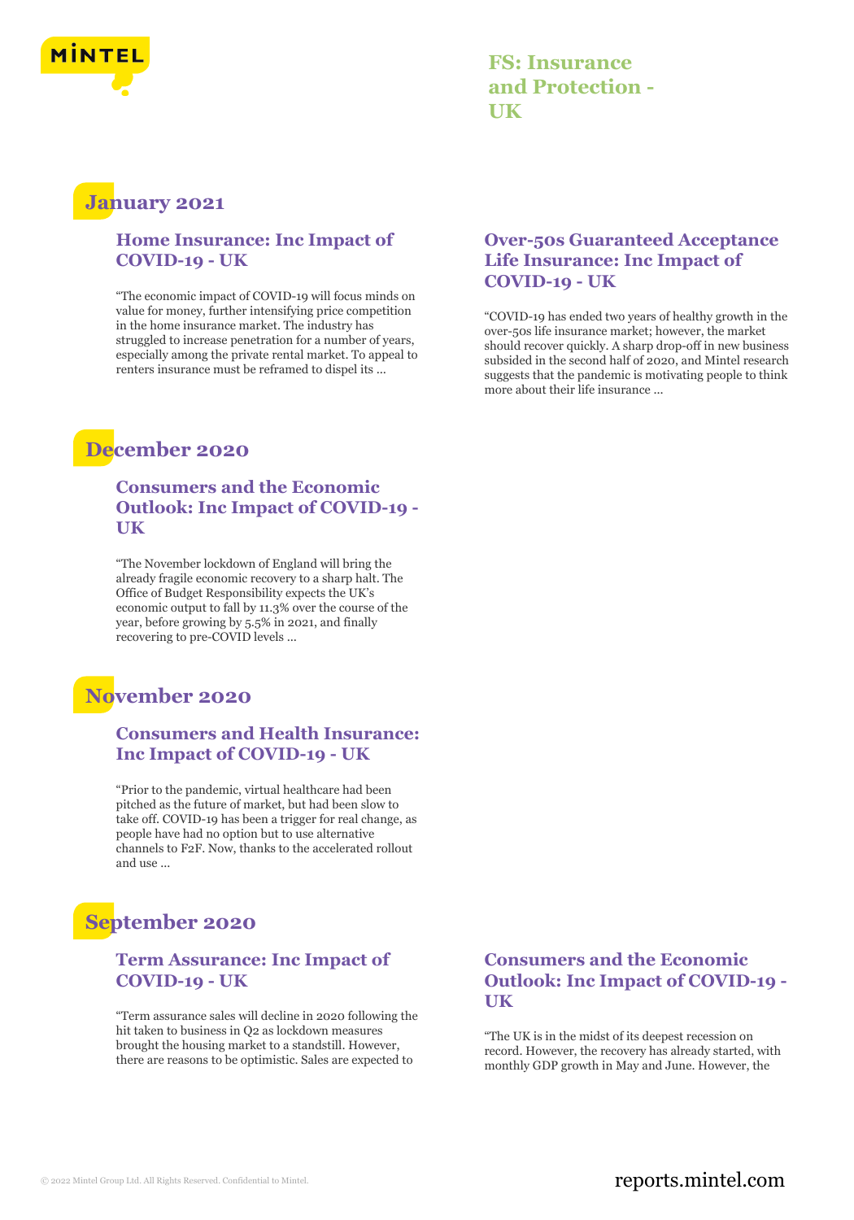# FS: Insurance and Protection - UK

## January 2021

### Home Insurance: Inc Impact of COVID-19 - UK

"The economic impact of COVID-19 will focus minds on value for money, further intensifying price competition in the home insurance market. The industry has struggled to increase penetration for a number of years, especially among the private rental market. To appeal to renters insurance must be reframed to dispel its ...

### Over-50s Guaranteed Acceptance Life Insurance: Inc Impact of COVID-19 - UK

"COVID-19 has ended two years of healthy growth in the over-50s life insurance market; however, the market should recover quickly. A sharp drop-off in new business subsided in the second half of 2020, and Mintel research suggests that the pandemic is motivating people to think more about their life insurance ...

## December 2020

### Consumers and the Economic Outlook: Inc Impact of COVID-19 - UK

"The November lockdown of England will bring the already fragile economic recovery to a sharp halt. The Office of Budget Responsibility expects the UK's economic output to fall by 11.3% over the course of the year, before growing by 5.5% in 2021, and finally recovering to pre-COVID levels ...

## November 2020

### Consumers and Health Insurance: Inc Impact of COVID-19 - UK

"Prior to the pandemic, virtual healthcare had been pitched as the future of market, but had been slow to take off. COVID-19 has been a trigger for real change, as people have had no option but to use alternative channels to F2F. Now, thanks to the accelerated rollout and use ...

## September 2020

### Term Assurance: Inc Impact of COVID-19 - UK

"Term assurance sales will decline in 2020 following the hit taken to business in Q2 as lockdown measures brought the housing market to a standstill. However, there are reasons to be optimistic. Sales are expected to

### Consumers and the Economic Outlook: Inc Impact of COVID-19 - UK

"The UK is in the midst of its deepest recession on record. However, the recovery has already started, with monthly GDP growth in May and June. However, the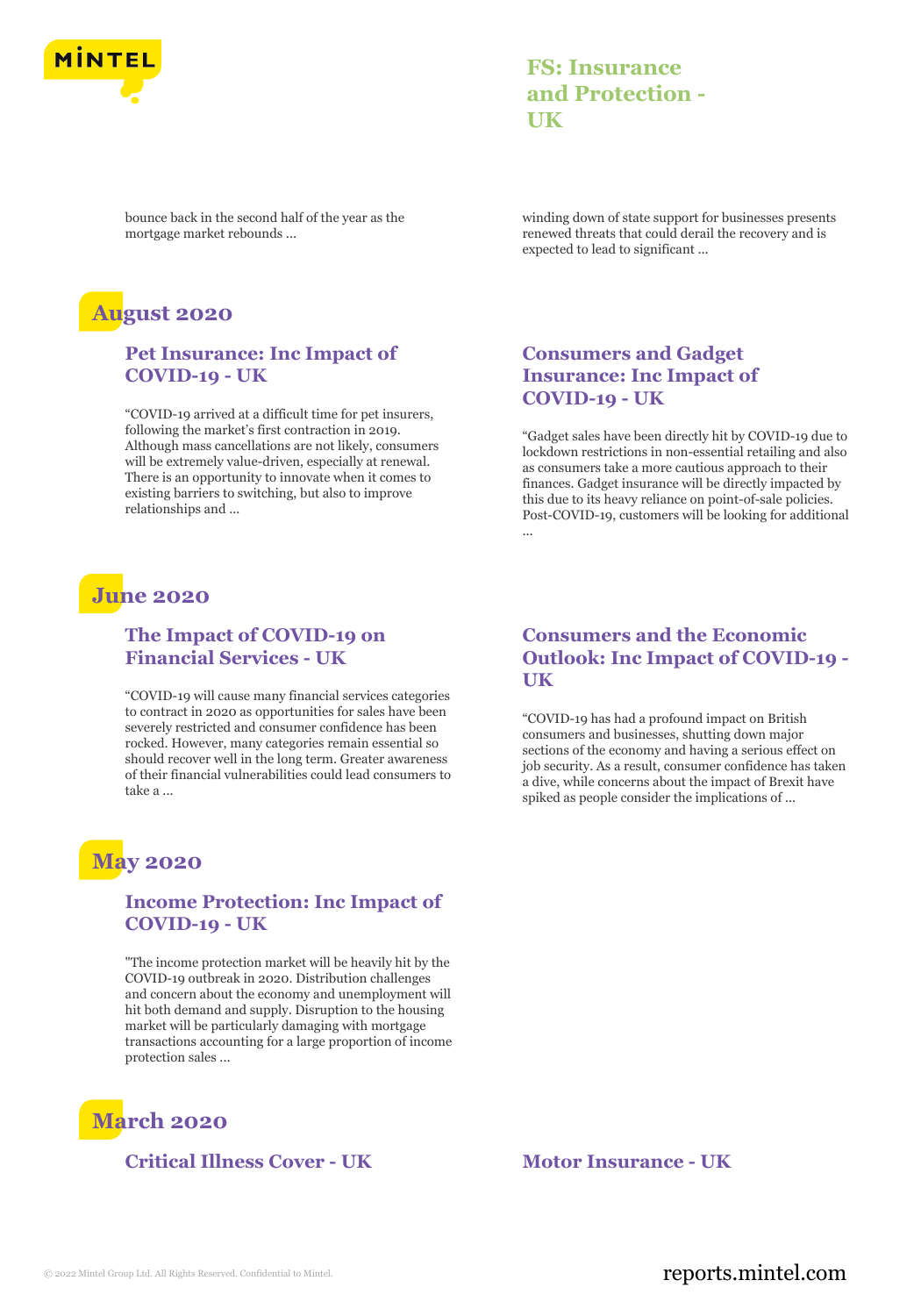bounce back in the second half of the year as the mortgage market rebounds ...

winding down of state support for businesses presents renewed threats that could derail the recovery and is expected to lead to significant ...

## August 2020

### Pet Insurance: Inc Impact of COVID-19 - UK

"COVID-19 arrived at a difficult time for pet insurers, following the market's first contraction in 2019. Although mass cancellations are not likely, consumers will be extremely value-driven, especially at renewal. There is an opportunity to innovate when it comes to existing barriers to switching, but also to improve relationships and ...

### Consumers and Gadget Insurance: Inc Impact of COVID-19 - UK

"Gadget sales have been directly hit by COVID-19 due to lockdown restrictions in non-essential retailing and also as consumers take a more cautious approach to their finances. Gadget insurance will be directly impacted by this due to its heavy reliance on point-of-sale policies. Post-COVID-19, customers will be looking for additional ...

## June 2020

### The Impact of COVID-19 on Financial Services - UK

"COVID-19 will cause many financial services categories to contract in 2020 as opportunities for sales have been severely restricted and consumer confidence has been rocked. However, many categories remain essential so should recover well in the long term. Greater awareness of their financial vulnerabilities could lead consumers to take a ...

### Consumers and the Economic Outlook: Inc Impact of COVID-19 - UK

"COVID-19 has had a profound impact on British consumers and businesses, shutting down major sections of the economy and having a serious effect on job security. As a result, consumer confidence has taken a dive, while concerns about the impact of Brexit have spiked as people consider the implications of ...

## May 2020

### Income Protection: Inc Impact of COVID-19 - UK

"The income protection market will be heavily hit by the COVID-19 outbreak in 2020. Distribution challenges and concern about the economy and unemployment will hit both demand and supply. Disruption to the housing market will be particularly damaging with mortgage transactions accounting for a large proportion of income protection sales ...

## March 2020

### Critical Illness Cover - UK

### Motor Insurance - UK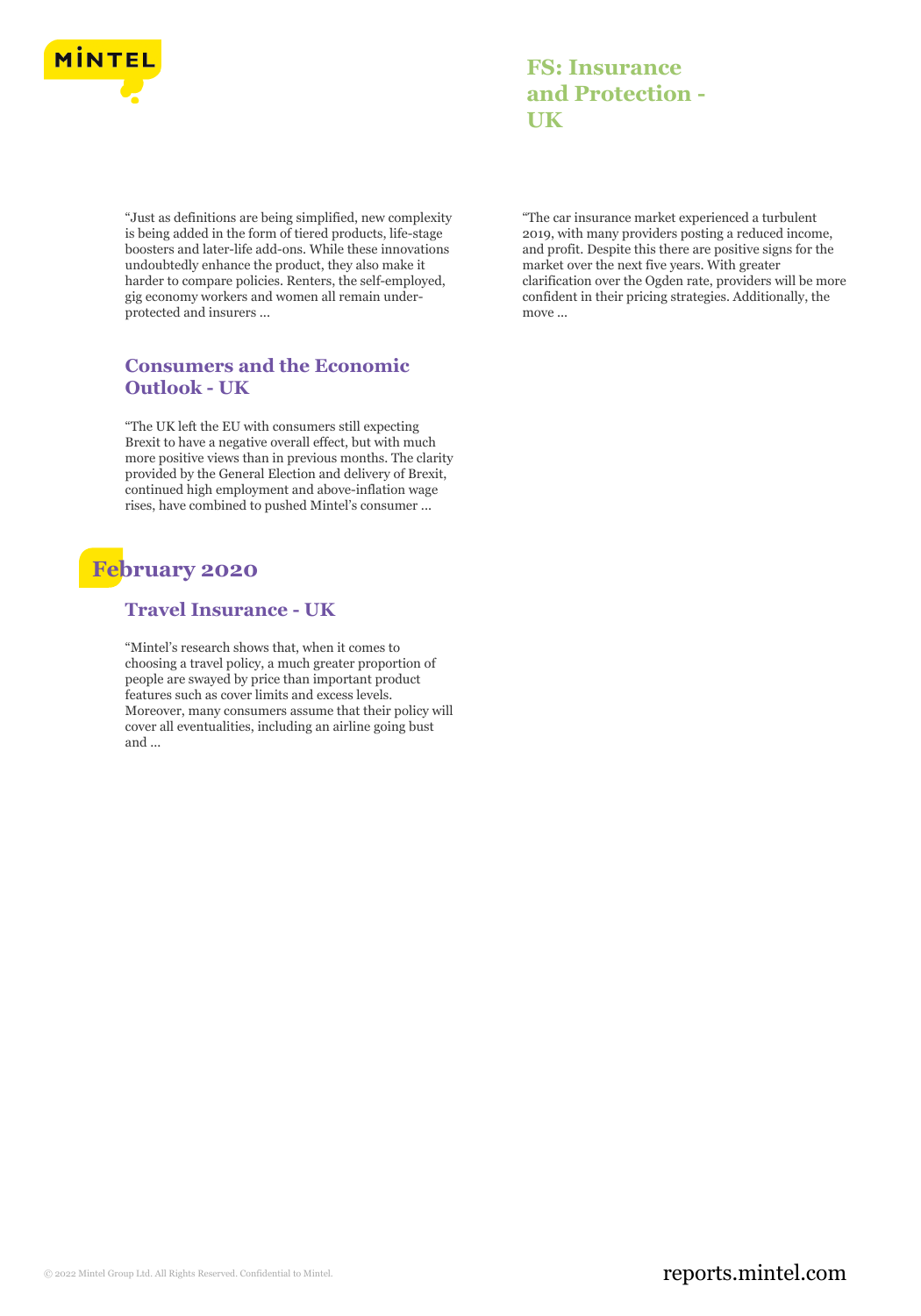"Just as definitions are being simplified, new complexity is being added in the form of tiered products, life-stage boosters and later-life add-ons. While these innovations undoubtedly enhance the product, they also make it harder to compare policies. Renters, the self-employed, gig economy workers and women all remain under-protected and insurers ...

### Consumers and the Economic Outlook - UK

"The UK left the EU with consumers still expecting Brexit to have a negative overall effect, but with much more positive views than in previous months. The clarity provided by the General Election and delivery of Brexit, continued high employment and above-inflation wage rises, have combined to pushed Mintel's consumer ...

## February 2020

### Travel Insurance - UK

"Mintel's research shows that, when it comes to choosing a travel policy, a much greater proportion of people are swayed by price than important product features such as cover limits and excess levels. Moreover, many consumers assume that their policy will cover all eventualities, including an airline going bust and ...

### FS: Insurance and Protection - UK

"The car insurance market experienced a turbulent 2019, with many providers posting a reduced income, and profit. Despite this there are positive signs for the market over the next five years. With greater clarification over the Ogden rate, providers will be more confident in their pricing strategies. Additionally, the move ...